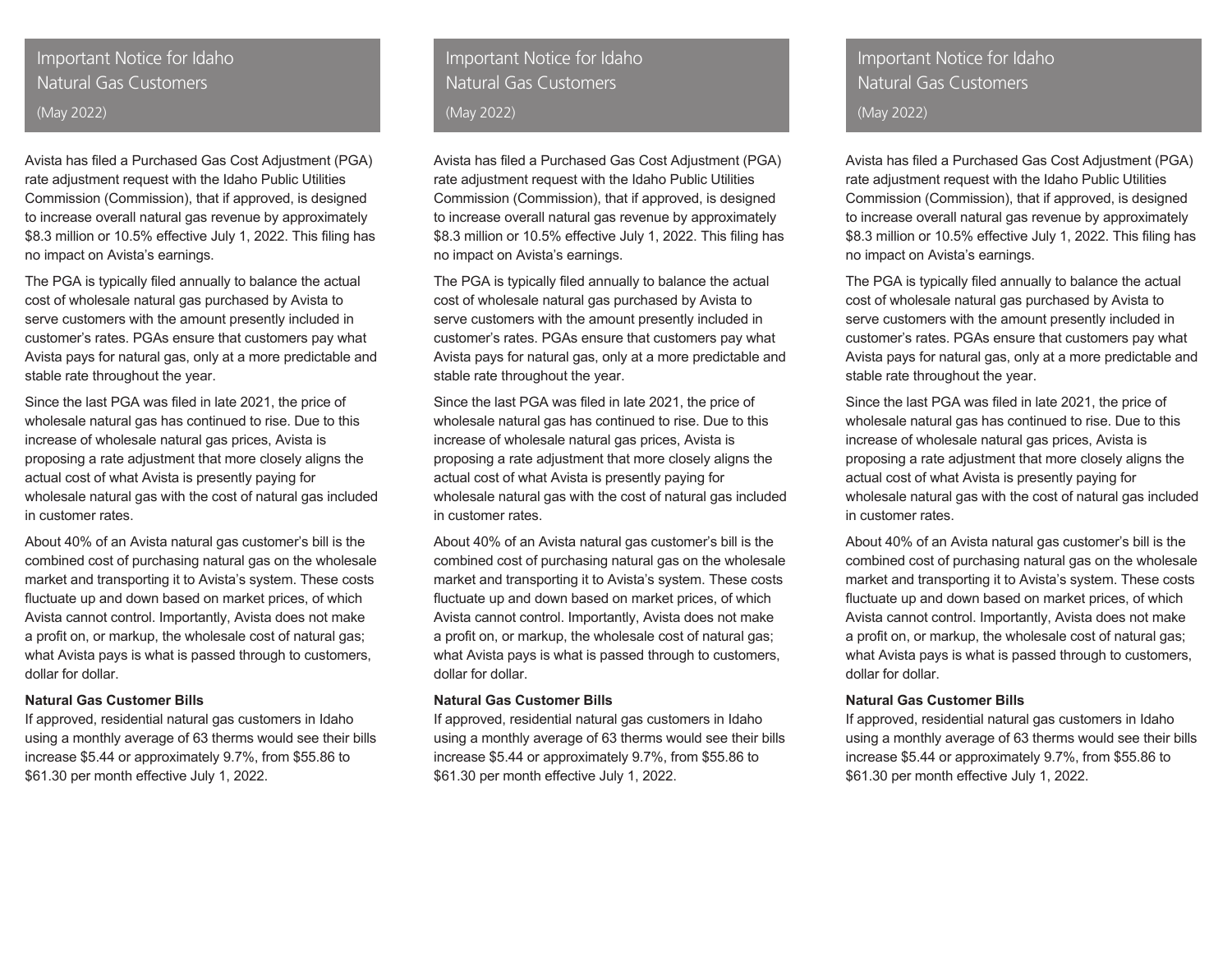## Important Notice for Idaho Natural Gas Customers

(May 2022)

Avista has filed a Purchased Gas Cost Adjustment (PGA) rate adjustment request with the Idaho Public Utilities Commission (Commission), that if approved, is designed to increase overall natural gas revenue by approximately $8.3 million or 10.5% effective July 1, 2022. This filing has no impact on Avista's earnings.

The PGA is typically filed annually to balance the actual cost of wholesale natural gas purchased by Avista to serve customers with the amount presently included in customer's rates. PGAs ensure that customers pay what Avista pays for natural gas, only at a more predictable and stable rate throughout the year.

Since the last PGA was filed in late 2021, the price of wholesale natural gas has continued to rise. Due to this increase of wholesale natural gas prices, Avista is proposing a rate adjustment that more closely aligns the actual cost of what Avista is presently paying for wholesale natural gas with the cost of natural gas included in customer rates.

About 40% of an Avista natural gas customer's bill is the combined cost of purchasing natural gas on the wholesale market and transporting it to Avista's system. These costs fluctuate up and down based on market prices, of which Avista cannot control. Importantly, Avista does not make a profit on, or markup, the wholesale cost of natural gas; what Avista pays is what is passed through to customers, dollar for dollar.

**Natural Gas Customer Bills**

If approved, residential natural gas customers in Idaho using a monthly average of 63 therms would see their bills increase $5.44 or approximately 9.7%, from $55.86 to $61.30 per month effective July 1, 2022.

## Important Notice for Idaho Natural Gas Customers

(May 2022)

Avista has filed a Purchased Gas Cost Adjustment (PGA) rate adjustment request with the Idaho Public Utilities Commission (Commission), that if approved, is designed to increase overall natural gas revenue by approximately $8.3 million or 10.5% effective July 1, 2022. This filing has no impact on Avista's earnings.

The PGA is typically filed annually to balance the actual cost of wholesale natural gas purchased by Avista to serve customers with the amount presently included in customer's rates. PGAs ensure that customers pay what Avista pays for natural gas, only at a more predictable and stable rate throughout the year.

Since the last PGA was filed in late 2021, the price of wholesale natural gas has continued to rise. Due to this increase of wholesale natural gas prices, Avista is proposing a rate adjustment that more closely aligns the actual cost of what Avista is presently paying for wholesale natural gas with the cost of natural gas included in customer rates.

About 40% of an Avista natural gas customer's bill is the combined cost of purchasing natural gas on the wholesale market and transporting it to Avista's system. These costs fluctuate up and down based on market prices, of which Avista cannot control. Importantly, Avista does not make a profit on, or markup, the wholesale cost of natural gas; what Avista pays is what is passed through to customers, dollar for dollar.

**Natural Gas Customer Bills**

If approved, residential natural gas customers in Idaho using a monthly average of 63 therms would see their bills increase $5.44 or approximately 9.7%, from $55.86 to $61.30 per month effective July 1, 2022.

## Important Notice for Idaho Natural Gas Customers

(May 2022)

Avista has filed a Purchased Gas Cost Adjustment (PGA) rate adjustment request with the Idaho Public Utilities Commission (Commission), that if approved, is designed to increase overall natural gas revenue by approximately $8.3 million or 10.5% effective July 1, 2022. This filing has no impact on Avista's earnings.

The PGA is typically filed annually to balance the actual cost of wholesale natural gas purchased by Avista to serve customers with the amount presently included in customer's rates. PGAs ensure that customers pay what Avista pays for natural gas, only at a more predictable and stable rate throughout the year.

Since the last PGA was filed in late 2021, the price of wholesale natural gas has continued to rise. Due to this increase of wholesale natural gas prices, Avista is proposing a rate adjustment that more closely aligns the actual cost of what Avista is presently paying for wholesale natural gas with the cost of natural gas included in customer rates.

About 40% of an Avista natural gas customer's bill is the combined cost of purchasing natural gas on the wholesale market and transporting it to Avista's system. These costs fluctuate up and down based on market prices, of which Avista cannot control. Importantly, Avista does not make a profit on, or markup, the wholesale cost of natural gas; what Avista pays is what is passed through to customers, dollar for dollar.

**Natural Gas Customer Bills**

If approved, residential natural gas customers in Idaho using a monthly average of 63 therms would see their bills increase $5.44 or approximately 9.7%, from $55.86 to $61.30 per month effective July 1, 2022.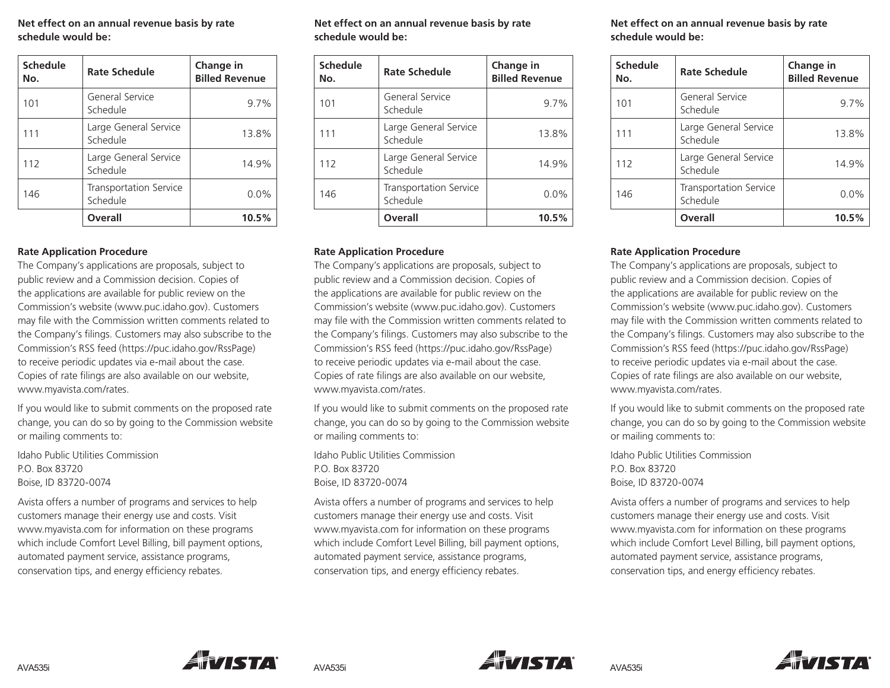**Net effect on an annual revenue basis by rate schedule would be:**

| Schedule No. | Rate Schedule | Change in Billed Revenue |
| --- | --- | --- |
| 101 | General Service Schedule | 9.7% |
| 111 | Large General Service Schedule | 13.8% |
| 112 | Large General Service Schedule | 14.9% |
| 146 | Transportation Service Schedule | 0.0% |
| | **Overall** | **10.5%** |

**Rate Application Procedure**

The Company's applications are proposals, subject to public review and a Commission decision. Copies of the applications are available for public review on the Commission's website (www.puc.idaho.gov). Customers may file with the Commission written comments related to the Company's filings. Customers may also subscribe to the Commission's RSS feed (https://puc.idaho.gov/RssPage) to receive periodic updates via e-mail about the case. Copies of rate filings are also available on our website, www.myavista.com/rates.

If you would like to submit comments on the proposed rate change, you can do so by going to the Commission website or mailing comments to:

Idaho Public Utilities Commission
P.O. Box 83720
Boise, ID 83720-0074

Avista offers a number of programs and services to help customers manage their energy use and costs. Visit www.myavista.com for information on these programs which include Comfort Level Billing, bill payment options, automated payment service, assistance programs, conservation tips, and energy efficiency rebates.

**Net effect on an annual revenue basis by rate schedule would be:**

| Schedule No. | Rate Schedule | Change in Billed Revenue |
| --- | --- | --- |
| 101 | General Service Schedule | 9.7% |
| 111 | Large General Service Schedule | 13.8% |
| 112 | Large General Service Schedule | 14.9% |
| 146 | Transportation Service Schedule | 0.0% |
| | **Overall** | **10.5%** |

**Rate Application Procedure**

The Company's applications are proposals, subject to public review and a Commission decision. Copies of the applications are available for public review on the Commission's website (www.puc.idaho.gov). Customers may file with the Commission written comments related to the Company's filings. Customers may also subscribe to the Commission's RSS feed (https://puc.idaho.gov/RssPage) to receive periodic updates via e-mail about the case. Copies of rate filings are also available on our website, www.myavista.com/rates.

If you would like to submit comments on the proposed rate change, you can do so by going to the Commission website or mailing comments to:

Idaho Public Utilities Commission
P.O. Box 83720
Boise, ID 83720-0074

Avista offers a number of programs and services to help customers manage their energy use and costs. Visit www.myavista.com for information on these programs which include Comfort Level Billing, bill payment options, automated payment service, assistance programs, conservation tips, and energy efficiency rebates.

**Net effect on an annual revenue basis by rate schedule would be:**

| Schedule No. | Rate Schedule | Change in Billed Revenue |
| --- | --- | --- |
| 101 | General Service Schedule | 9.7% |
| 111 | Large General Service Schedule | 13.8% |
| 112 | Large General Service Schedule | 14.9% |
| 146 | Transportation Service Schedule | 0.0% |
| | **Overall** | **10.5%** |

**Rate Application Procedure**

The Company's applications are proposals, subject to public review and a Commission decision. Copies of the applications are available for public review on the Commission's website (www.puc.idaho.gov). Customers may file with the Commission written comments related to the Company's filings. Customers may also subscribe to the Commission's RSS feed (https://puc.idaho.gov/RssPage) to receive periodic updates via e-mail about the case. Copies of rate filings are also available on our website, www.myavista.com/rates.

If you would like to submit comments on the proposed rate change, you can do so by going to the Commission website or mailing comments to:

Idaho Public Utilities Commission
P.O. Box 83720
Boise, ID 83720-0074

Avista offers a number of programs and services to help customers manage their energy use and costs. Visit www.myavista.com for information on these programs which include Comfort Level Billing, bill payment options, automated payment service, assistance programs, conservation tips, and energy efficiency rebates.